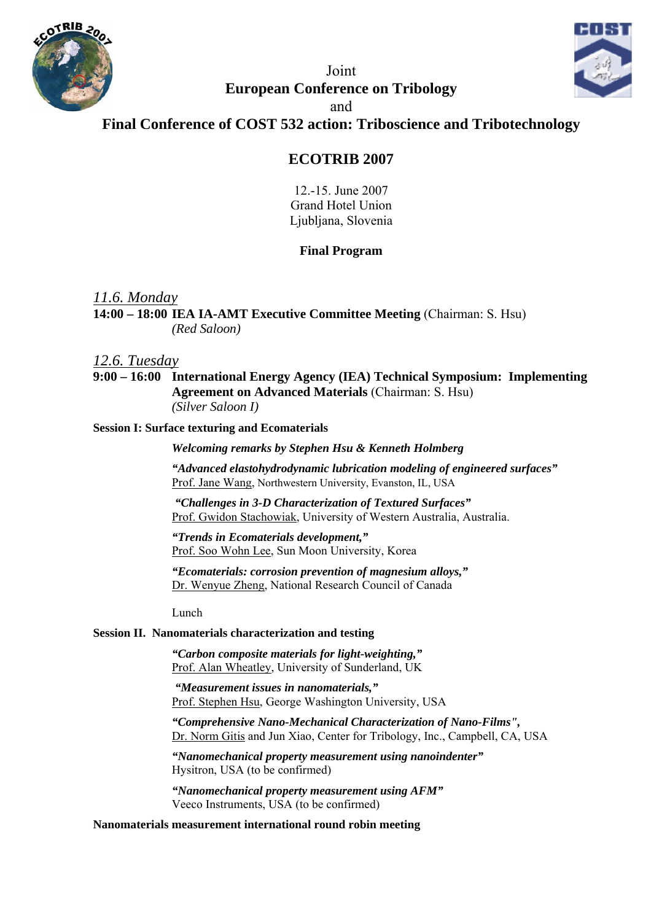Joint

**European Conference on Tribology**

and

**Final Conference of COST 532 action: Triboscience and Tribotechnology**

# ECOTRIB 2007

12.-15. June 2007
Grand Hotel Union
Ljubljana, Slovenia

**Final Program**

## *11.6. Monday*

**14:00 – 18:00 IEA IA-AMT Executive Committee Meeting** (Chairman: S. Hsu)
*(Red Saloon)*

## *12.6. Tuesday*

**9:00 – 16:00 International Energy Agency (IEA) Technical Symposium: Implementing Agreement on Advanced Materials** (Chairman: S. Hsu)
*(Silver Saloon I)*

**Session I: Surface texturing and Ecomaterials**

***Welcoming remarks by Stephen Hsu & Kenneth Holmberg***

***"Advanced elastohydrodynamic lubrication modeling of engineered surfaces"***
Prof. Jane Wang, Northwestern University, Evanston, IL, USA

***"Challenges in 3-D Characterization of Textured Surfaces"***
Prof. Gwidon Stachowiak, University of Western Australia, Australia.

***"Trends in Ecomaterials development,"***
Prof. Soo Wohn Lee, Sun Moon University, Korea

***"Ecomaterials: corrosion prevention of magnesium alloys,"***
Dr. Wenyue Zheng, National Research Council of Canada

Lunch

**Session II. Nanomaterials characterization and testing**

***"Carbon composite materials for light-weighting,"***
Prof. Alan Wheatley, University of Sunderland, UK

***"Measurement issues in nanomaterials,"***
Prof. Stephen Hsu, George Washington University, USA

***"Comprehensive Nano-Mechanical Characterization of Nano-Films",***
Dr. Norm Gitis and Jun Xiao, Center for Tribology, Inc., Campbell, CA, USA

***"Nanomechanical property measurement using nanoindenter"***
Hysitron, USA (to be confirmed)

***"Nanomechanical property measurement using AFM"***
Veeco Instruments, USA (to be confirmed)

**Nanomaterials measurement international round robin meeting**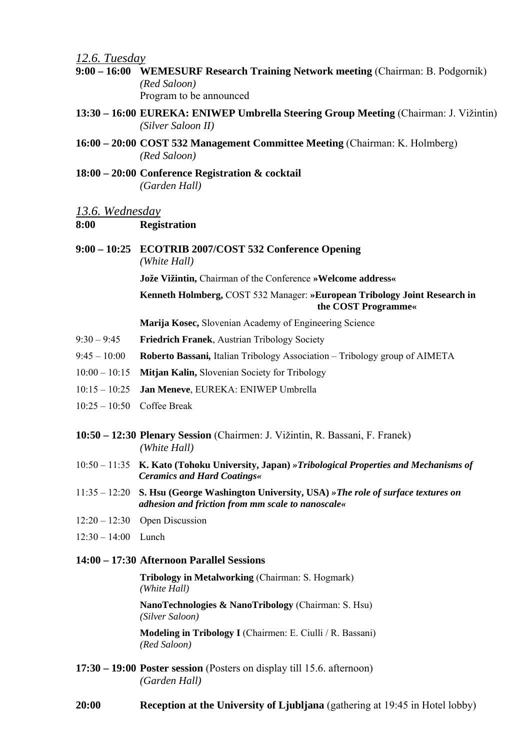## *12.6. Tuesday*

**9:00 – 16:00 WEMESURF Research Training Network meeting** (Chairman: B. Podgornik)
*(Red Saloon)*
Program to be announced

**13:30 – 16:00 EUREKA: ENIWEP Umbrella Steering Group Meeting** (Chairman: J. Vižintin)
*(Silver Saloon II)*

**16:00 – 20:00 COST 532 Management Committee Meeting** (Chairman: K. Holmberg)
*(Red Saloon)*

**18:00 – 20:00 Conference Registration & cocktail**
*(Garden Hall)*

## *13.6. Wednesday*

**8:00 Registration**

**9:00 – 10:25 ECOTRIB 2007/COST 532 Conference Opening**
*(White Hall)*

**Jože Vižintin,** Chairman of the Conference **»Welcome address«**

**Kenneth Holmberg,** COST 532 Manager: **»European Tribology Joint Research in the COST Programme«**

**Marija Kosec,** Slovenian Academy of Engineering Science

9:30 – 9:45 **Friedrich Franek**, Austrian Tribology Society

9:45 – 10:00 **Roberto Bassani,** Italian Tribology Association – Tribology group of AIMETA

10:00 – 10:15 **Mitjan Kalin,** Slovenian Society for Tribology

10:15 – 10:25 **Jan Meneve**, EUREKA: ENIWEP Umbrella

10:25 – 10:50 Coffee Break

**10:50 – 12:30 Plenary Session** (Chairmen: J. Vižintin, R. Bassani, F. Franek)
*(White Hall)*

10:50 – 11:35 **K. Kato (Tohoku University, Japan)** ***»Tribological Properties and Mechanisms of Ceramics and Hard Coatings«***

11:35 – 12:20 **S. Hsu (George Washington University, USA)** ***»The role of surface textures on adhesion and friction from mm scale to nanoscale«***

12:20 – 12:30 Open Discussion

12:30 – 14:00 Lunch

**14:00 – 17:30 Afternoon Parallel Sessions**

**Tribology in Metalworking** (Chairman: S. Hogmark)
*(White Hall)*

**NanoTechnologies & NanoTribology** (Chairman: S. Hsu)
*(Silver Saloon)*

**Modeling in Tribology I** (Chairmen: E. Ciulli / R. Bassani)
*(Red Saloon)*

**17:30 – 19:00 Poster session** (Posters on display till 15.6. afternoon)
*(Garden Hall)*

**20:00 Reception at the University of Ljubljana** (gathering at 19:45 in Hotel lobby)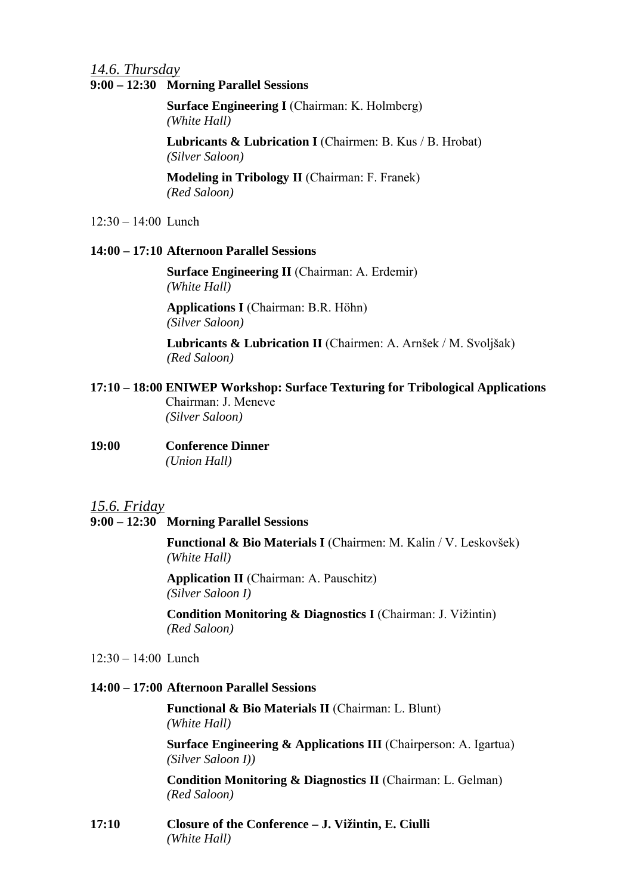*<u>14.6. Thursday</u>*

**9:00 – 12:30 Morning Parallel Sessions**

**Surface Engineering I** (Chairman: K. Holmberg)
*(White Hall)*

**Lubricants & Lubrication I** (Chairmen: B. Kus / B. Hrobat)
*(Silver Saloon)*

**Modeling in Tribology II** (Chairman: F. Franek)
*(Red Saloon)*

12:30 – 14:00 Lunch

**14:00 – 17:10 Afternoon Parallel Sessions**

**Surface Engineering II** (Chairman: A. Erdemir)
*(White Hall)*

**Applications I** (Chairman: B.R. Höhn)
*(Silver Saloon)*

**Lubricants & Lubrication II** (Chairmen: A. Arnšek / M. Svoljšak)
*(Red Saloon)*

**17:10 – 18:00 ENIWEP Workshop: Surface Texturing for Tribological Applications**
Chairman: J. Meneve
*(Silver Saloon)*

**19:00 Conference Dinner**
*(Union Hall)*

*<u>15.6. Friday</u>*

**9:00 – 12:30 Morning Parallel Sessions**

**Functional & Bio Materials I** (Chairmen: M. Kalin / V. Leskovšek)
*(White Hall)*

**Application II** (Chairman: A. Pauschitz)
*(Silver Saloon I)*

**Condition Monitoring & Diagnostics I** (Chairman: J. Vižintin)
*(Red Saloon)*

12:30 – 14:00 Lunch

**14:00 – 17:00 Afternoon Parallel Sessions**

**Functional & Bio Materials II** (Chairman: L. Blunt)
*(White Hall)*

**Surface Engineering & Applications III** (Chairperson: A. Igartua)
*(Silver Saloon I))*

**Condition Monitoring & Diagnostics II** (Chairman: L. Gelman)
*(Red Saloon)*

**17:10 Closure of the Conference – J. Vižintin, E. Ciulli**
*(White Hall)*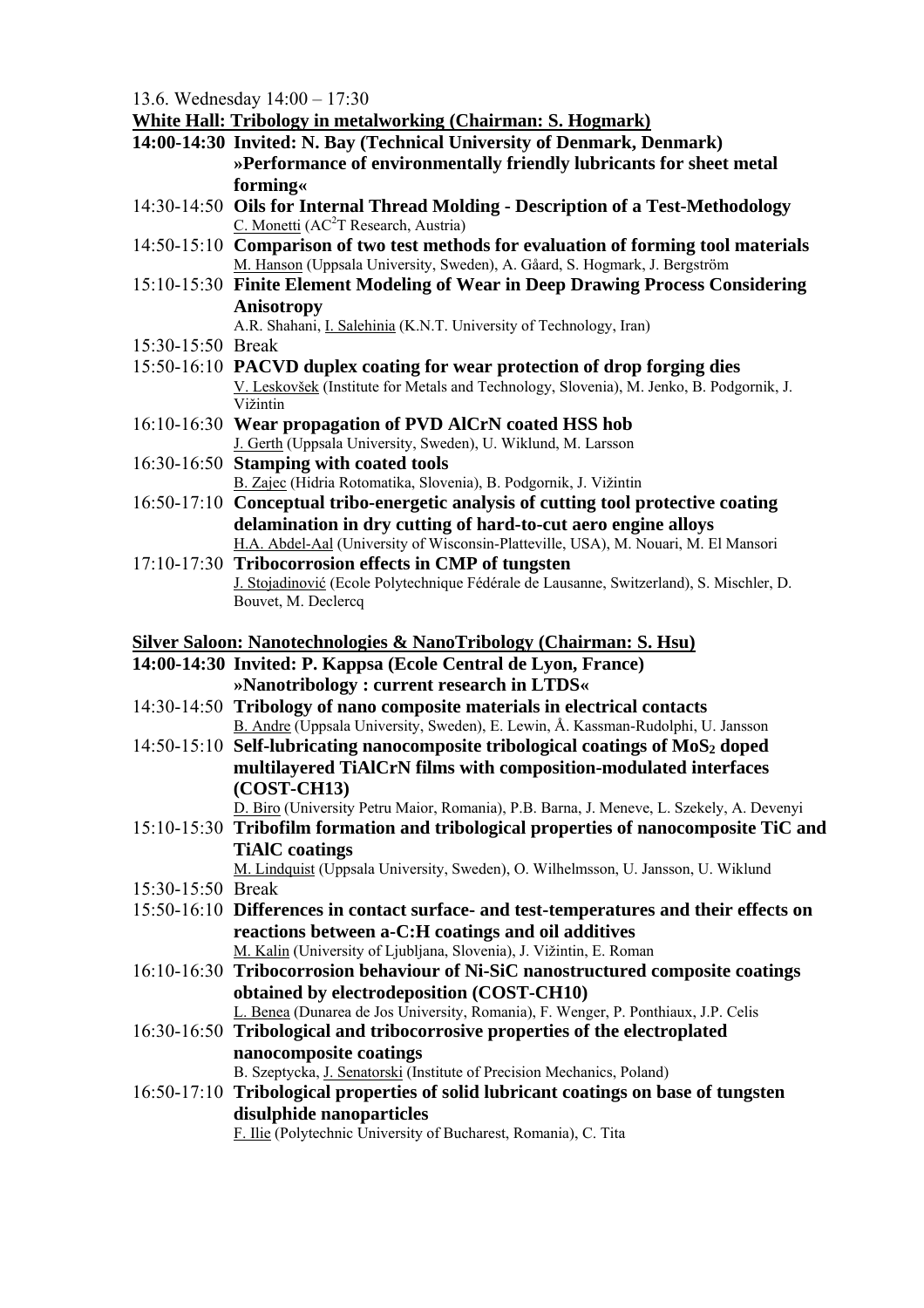13.6. Wednesday 14:00 – 17:30

**White Hall: Tribology in metalworking (Chairman: S. Hogmark)**

**14:00-14:30 Invited: N. Bay (Technical University of Denmark, Denmark)**
**»Performance of environmentally friendly lubricants for sheet metal forming«**

14:30-14:50 **Oils for Internal Thread Molding - Description of a Test-Methodology**
C. Monetti (AC$^2$T Research, Austria)

14:50-15:10 **Comparison of two test methods for evaluation of forming tool materials**
M. Hanson (Uppsala University, Sweden), A. Gåard, S. Hogmark, J. Bergström

15:10-15:30 **Finite Element Modeling of Wear in Deep Drawing Process Considering Anisotropy**
A.R. Shahani, I. Salehinia (K.N.T. University of Technology, Iran)

15:30-15:50 Break

15:50-16:10 **PACVD duplex coating for wear protection of drop forging dies**
V. Leskovšek (Institute for Metals and Technology, Slovenia), M. Jenko, B. Podgornik, J. Vižintin

16:10-16:30 **Wear propagation of PVD AlCrN coated HSS hob**
J. Gerth (Uppsala University, Sweden), U. Wiklund, M. Larsson

16:30-16:50 **Stamping with coated tools**
B. Zajec (Hidria Rotomatika, Slovenia), B. Podgornik, J. Vižintin

16:50-17:10 **Conceptual tribo-energetic analysis of cutting tool protective coating delamination in dry cutting of hard-to-cut aero engine alloys**
H.A. Abdel-Aal (University of Wisconsin-Platteville, USA), M. Nouari, M. El Mansori

17:10-17:30 **Tribocorrosion effects in CMP of tungsten**
J. Stojadinović (Ecole Polytechnique Fédérale de Lausanne, Switzerland), S. Mischler, D. Bouvet, M. Declercq

**Silver Saloon: Nanotechnologies & NanoTribology (Chairman: S. Hsu)**

**14:00-14:30 Invited: P. Kappsa (Ecole Central de Lyon, France)**
**»Nanotribology : current research in LTDS«**

14:30-14:50 **Tribology of nano composite materials in electrical contacts**
B. Andre (Uppsala University, Sweden), E. Lewin, Å. Kassman-Rudolphi, U. Jansson

14:50-15:10 **Self-lubricating nanocomposite tribological coatings of $MoS_2$ doped multilayered TiAlCrN films with composition-modulated interfaces (COST-CH13)**
D. Biro (University Petru Maior, Romania), P.B. Barna, J. Meneve, L. Szekely, A. Devenyi

15:10-15:30 **Tribofilm formation and tribological properties of nanocomposite TiC and TiAlC coatings**
M. Lindquist (Uppsala University, Sweden), O. Wilhelmsson, U. Jansson, U. Wiklund

15:30-15:50 Break

15:50-16:10 **Differences in contact surface- and test-temperatures and their effects on reactions between a-C:H coatings and oil additives**
M. Kalin (University of Ljubljana, Slovenia), J. Vižintin, E. Roman

16:10-16:30 **Tribocorrosion behaviour of Ni-SiC nanostructured composite coatings obtained by electrodeposition (COST-CH10)**
L. Benea (Dunarea de Jos University, Romania), F. Wenger, P. Ponthiaux, J.P. Celis

16:30-16:50 **Tribological and tribocorrosive properties of the electroplated nanocomposite coatings**
B. Szeptycka, J. Senatorski (Institute of Precision Mechanics, Poland)

16:50-17:10 **Tribological properties of solid lubricant coatings on base of tungsten disulphide nanoparticles**
F. Ilie (Polytechnic University of Bucharest, Romania), C. Tita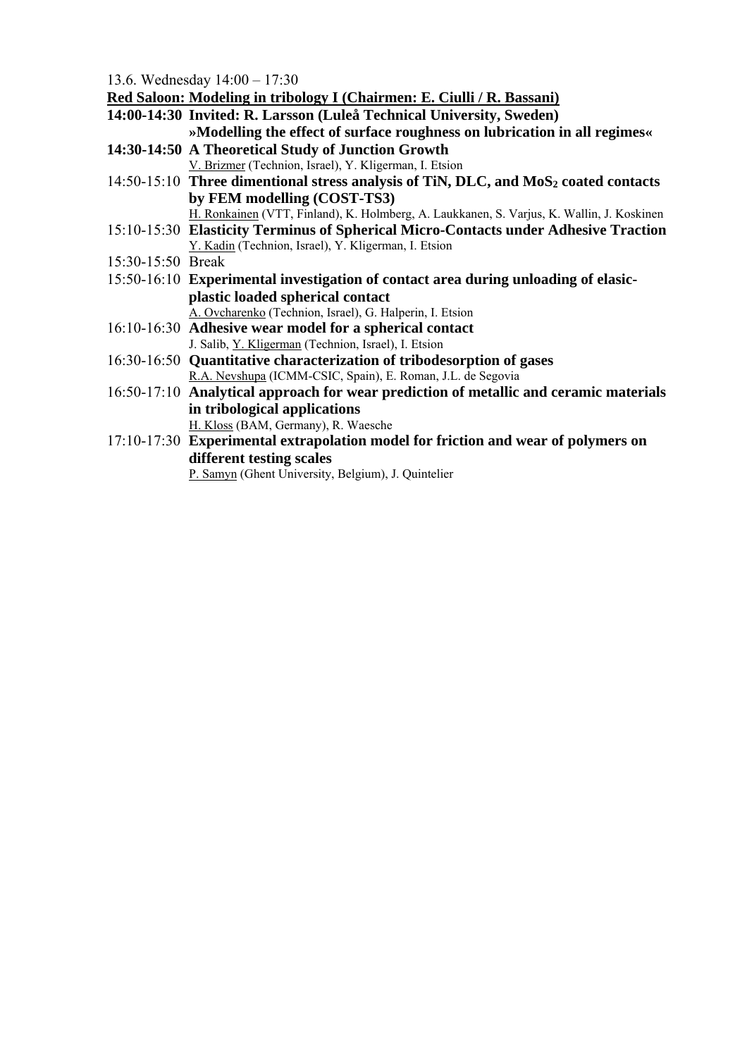13.6. Wednesday 14:00 – 17:30

**Red Saloon: Modeling in tribology I (Chairmen: E. Ciulli / R. Bassani)**

**14:00-14:30 Invited: R. Larsson (Luleå Technical University, Sweden)**
**»Modelling the effect of surface roughness on lubrication in all regimes«**

**14:30-14:50 A Theoretical Study of Junction Growth**
V. Brizmer (Technion, Israel), Y. Kligerman, I. Etsion

14:50-15:10 **Three dimentional stress analysis of TiN, DLC, and $MoS_2$ coated contacts by FEM modelling (COST-TS3)**
H. Ronkainen (VTT, Finland), K. Holmberg, A. Laukkanen, S. Varjus, K. Wallin, J. Koskinen

15:10-15:30 **Elasticity Terminus of Spherical Micro-Contacts under Adhesive Traction**
Y. Kadin (Technion, Israel), Y. Kligerman, I. Etsion

15:30-15:50 Break

15:50-16:10 **Experimental investigation of contact area during unloading of elasic-plastic loaded spherical contact**
A. Ovcharenko (Technion, Israel), G. Halperin, I. Etsion

16:10-16:30 **Adhesive wear model for a spherical contact**
J. Salib, Y. Kligerman (Technion, Israel), I. Etsion

16:30-16:50 **Quantitative characterization of tribodesorption of gases**
R.A. Nevshupa (ICMM-CSIC, Spain), E. Roman, J.L. de Segovia

16:50-17:10 **Analytical approach for wear prediction of metallic and ceramic materials in tribological applications**
H. Kloss (BAM, Germany), R. Waesche

17:10-17:30 **Experimental extrapolation model for friction and wear of polymers on different testing scales**
P. Samyn (Ghent University, Belgium), J. Quintelier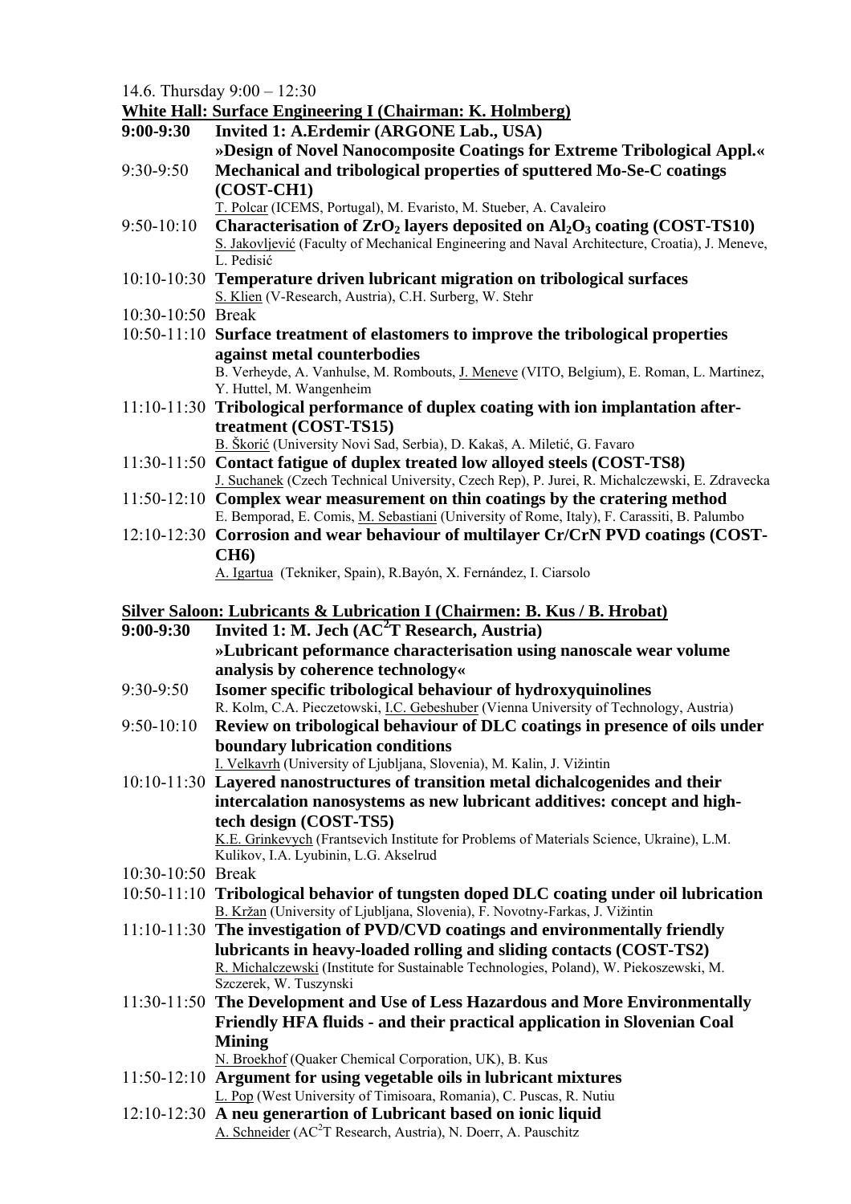14.6. Thursday 9:00 – 12:30

**White Hall: Surface Engineering I (Chairman: K. Holmberg)**

**9:00-9:30** **Invited 1: A.Erdemir (ARGONE Lab., USA)**
**»Design of Novel Nanocomposite Coatings for Extreme Tribological Appl.«**

9:30-9:50 **Mechanical and tribological properties of sputtered Mo-Se-C coatings (COST-CH1)**
T. Polcar (ICEMS, Portugal), M. Evaristo, M. Stueber, A. Cavaleiro

9:50-10:10 **Characterisation of $ZrO_2$ layers deposited on $Al_2O_3$ coating (COST-TS10)**
S. Jakovljević (Faculty of Mechanical Engineering and Naval Architecture, Croatia), J. Meneve, L. Pedisić

10:10-10:30 **Temperature driven lubricant migration on tribological surfaces**
S. Klien (V-Research, Austria), C.H. Surberg, W. Stehr

10:30-10:50 Break

10:50-11:10 **Surface treatment of elastomers to improve the tribological properties against metal counterbodies**
B. Verheyde, A. Vanhulse, M. Rombouts, J. Meneve (VITO, Belgium), E. Roman, L. Martinez, Y. Huttel, M. Wangenheim

11:10-11:30 **Tribological performance of duplex coating with ion implantation after-treatment (COST-TS15)**
B. Škorić (University Novi Sad, Serbia), D. Kakaš, A. Miletić, G. Favaro

11:30-11:50 **Contact fatigue of duplex treated low alloyed steels (COST-TS8)**
J. Suchanek (Czech Technical University, Czech Rep), P. Jurei, R. Michalczewski, E. Zdravecka

11:50-12:10 **Complex wear measurement on thin coatings by the cratering method**
E. Bemporad, E. Comis, M. Sebastiani (University of Rome, Italy), F. Carassiti, B. Palumbo

12:10-12:30 **Corrosion and wear behaviour of multilayer Cr/CrN PVD coatings (COST-CH6)**
A. Igartua (Tekniker, Spain), R.Bayón, X. Fernández, I. Ciarsolo

**Silver Saloon: Lubricants & Lubrication I (Chairmen: B. Kus / B. Hrobat)**

**9:00-9:30** **Invited 1: M. Jech ($AC^2T$ Research, Austria)**
**»Lubricant peformance characterisation using nanoscale wear volume analysis by coherence technology«**

9:30-9:50 **Isomer specific tribological behaviour of hydroxyquinolines**
R. Kolm, C.A. Pieczetowski, I.C. Gebeshuber (Vienna University of Technology, Austria)

9:50-10:10 **Review on tribological behaviour of DLC coatings in presence of oils under boundary lubrication conditions**
I. Velkavrh (University of Ljubljana, Slovenia), M. Kalin, J. Vižintin

10:10-11:30 **Layered nanostructures of transition metal dichalcogenides and their intercalation nanosystems as new lubricant additives: concept and high-tech design (COST-TS5)**
K.E. Grinkevych (Frantsevich Institute for Problems of Materials Science, Ukraine), L.M. Kulikov, I.A. Lyubinin, L.G. Akselrud

10:30-10:50 Break

10:50-11:10 **Tribological behavior of tungsten doped DLC coating under oil lubrication**
B. Kržan (University of Ljubljana, Slovenia), F. Novotny-Farkas, J. Vižintin

11:10-11:30 **The investigation of PVD/CVD coatings and environmentally friendly lubricants in heavy-loaded rolling and sliding contacts (COST-TS2)**
R. Michalczewski (Institute for Sustainable Technologies, Poland), W. Piekoszewski, M. Szczerek, W. Tuszynski

11:30-11:50 **The Development and Use of Less Hazardous and More Environmentally Friendly HFA fluids - and their practical application in Slovenian Coal Mining**
N. Broekhof (Quaker Chemical Corporation, UK), B. Kus

11:50-12:10 **Argument for using vegetable oils in lubricant mixtures**
L. Pop (West University of Timisoara, Romania), C. Puscas, R. Nutiu

12:10-12:30 **A neu generartion of Lubricant based on ionic liquid**
A. Schneider ($AC^2T$ Research, Austria), N. Doerr, A. Pauschitz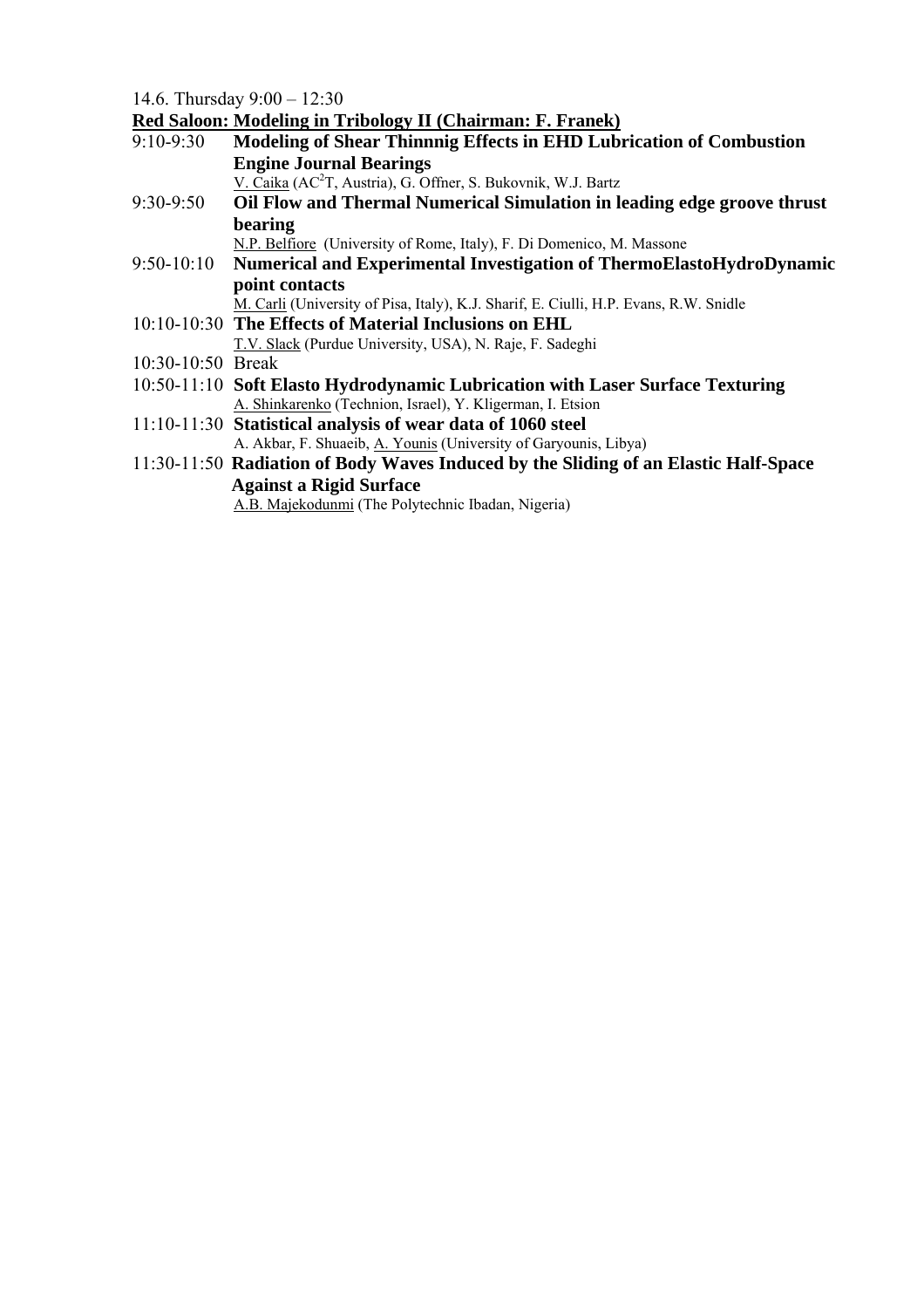14.6. Thursday 9:00 – 12:30

**<u>Red Saloon: Modeling in Tribology II (Chairman: F. Franek)</u>**

9:10-9:30 **Modeling of Shear Thinnnig Effects in EHD Lubrication of Combustion Engine Journal Bearings**
<u>V. Caika</u> ($AC^2T$, Austria), G. Offner, S. Bukovnik, W.J. Bartz

9:30-9:50 **Oil Flow and Thermal Numerical Simulation in leading edge groove thrust bearing**
<u>N.P. Belfiore</u> (University of Rome, Italy), F. Di Domenico, M. Massone

9:50-10:10 **Numerical and Experimental Investigation of ThermoElastoHydroDynamic point contacts**
<u>M. Carli</u> (University of Pisa, Italy), K.J. Sharif, E. Ciulli, H.P. Evans, R.W. Snidle

10:10-10:30 **The Effects of Material Inclusions on EHL**
<u>T.V. Slack</u> (Purdue University, USA), N. Raje, F. Sadeghi

10:30-10:50 Break

10:50-11:10 **Soft Elasto Hydrodynamic Lubrication with Laser Surface Texturing**
<u>A. Shinkarenko</u> (Technion, Israel), Y. Kligerman, I. Etsion

11:10-11:30 **Statistical analysis of wear data of 1060 steel**
A. Akbar, F. Shuaeib, <u>A. Younis</u> (University of Garyounis, Libya)

11:30-11:50 **Radiation of Body Waves Induced by the Sliding of an Elastic Half-Space Against a Rigid Surface**
<u>A.B. Majekodunmi</u> (The Polytechnic Ibadan, Nigeria)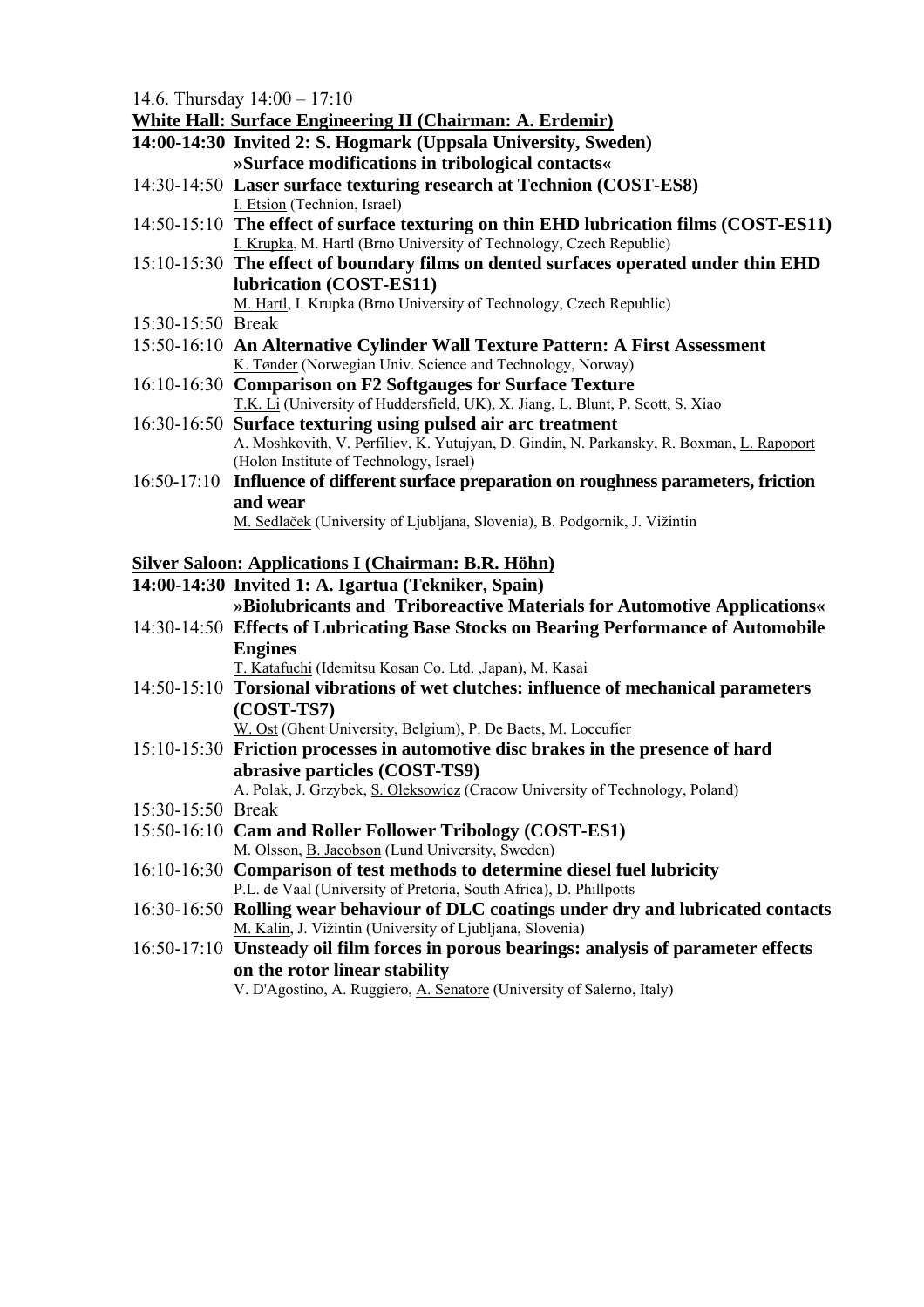14.6. Thursday 14:00 – 17:10

**White Hall: Surface Engineering II (Chairman: A. Erdemir)**

**14:00-14:30 Invited 2: S. Hogmark (Uppsala University, Sweden)**
**»Surface modifications in tribological contacts«**

14:30-14:50 **Laser surface texturing research at Technion (COST-ES8)**
I. Etsion (Technion, Israel)

14:50-15:10 **The effect of surface texturing on thin EHD lubrication films (COST-ES11)**
I. Krupka, M. Hartl (Brno University of Technology, Czech Republic)

15:10-15:30 **The effect of boundary films on dented surfaces operated under thin EHD lubrication (COST-ES11)**
M. Hartl, I. Krupka (Brno University of Technology, Czech Republic)

15:30-15:50 Break

15:50-16:10 **An Alternative Cylinder Wall Texture Pattern: A First Assessment**
K. Tønder (Norwegian Univ. Science and Technology, Norway)

16:10-16:30 **Comparison on F2 Softgauges for Surface Texture**
T.K. Li (University of Huddersfield, UK), X. Jiang, L. Blunt, P. Scott, S. Xiao

16:30-16:50 **Surface texturing using pulsed air arc treatment**
A. Moshkovith, V. Perfiliev, K. Yutujyan, D. Gindin, N. Parkansky, R. Boxman, L. Rapoport (Holon Institute of Technology, Israel)

16:50-17:10 **Influence of different surface preparation on roughness parameters, friction and wear**
M. Sedlaček (University of Ljubljana, Slovenia), B. Podgornik, J. Vižintin

**Silver Saloon: Applications I (Chairman: B.R. Höhn)**

**14:00-14:30 Invited 1: A. Igartua (Tekniker, Spain)**
**»Biolubricants and Triboreactive Materials for Automotive Applications«**

14:30-14:50 **Effects of Lubricating Base Stocks on Bearing Performance of Automobile Engines**
T. Katafuchi (Idemitsu Kosan Co. Ltd. ,Japan), M. Kasai

14:50-15:10 **Torsional vibrations of wet clutches: influence of mechanical parameters (COST-TS7)**
W. Ost (Ghent University, Belgium), P. De Baets, M. Loccufier

15:10-15:30 **Friction processes in automotive disc brakes in the presence of hard abrasive particles (COST-TS9)**
A. Polak, J. Grzybek, S. Oleksowicz (Cracow University of Technology, Poland)

15:30-15:50 Break

15:50-16:10 **Cam and Roller Follower Tribology (COST-ES1)**
M. Olsson, B. Jacobson (Lund University, Sweden)

16:10-16:30 **Comparison of test methods to determine diesel fuel lubricity**
P.L. de Vaal (University of Pretoria, South Africa), D. Phillpotts

16:30-16:50 **Rolling wear behaviour of DLC coatings under dry and lubricated contacts**
M. Kalin, J. Vižintin (University of Ljubljana, Slovenia)

16:50-17:10 **Unsteady oil film forces in porous bearings: analysis of parameter effects on the rotor linear stability**
V. D'Agostino, A. Ruggiero, A. Senatore (University of Salerno, Italy)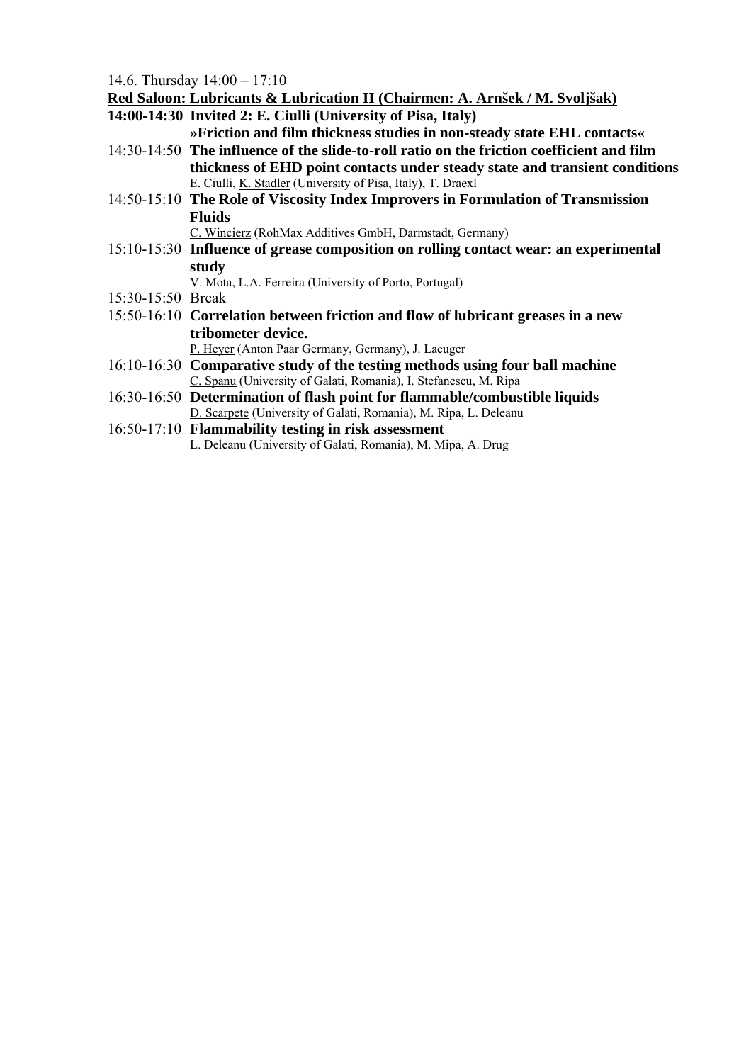14.6. Thursday 14:00 – 17:10

**Red Saloon: Lubricants & Lubrication II (Chairmen: A. Arnšek / M. Svoljšak)**

**14:00-14:30 Invited 2: E. Ciulli (University of Pisa, Italy)**
**»Friction and film thickness studies in non-steady state EHL contacts«**

14:30-14:50 **The influence of the slide-to-roll ratio on the friction coefficient and film thickness of EHD point contacts under steady state and transient conditions**
E. Ciulli, K. Stadler (University of Pisa, Italy), T. Draexl

14:50-15:10 **The Role of Viscosity Index Improvers in Formulation of Transmission Fluids**
C. Wincierz (RohMax Additives GmbH, Darmstadt, Germany)

15:10-15:30 **Influence of grease composition on rolling contact wear: an experimental study**
V. Mota, L.A. Ferreira (University of Porto, Portugal)

15:30-15:50 Break

15:50-16:10 **Correlation between friction and flow of lubricant greases in a new tribometer device.**
P. Heyer (Anton Paar Germany, Germany), J. Laeuger

16:10-16:30 **Comparative study of the testing methods using four ball machine**
C. Spanu (University of Galati, Romania), I. Stefanescu, M. Ripa

16:30-16:50 **Determination of flash point for flammable/combustible liquids**
D. Scarpete (University of Galati, Romania), M. Ripa, L. Deleanu

16:50-17:10 **Flammability testing in risk assessment**
L. Deleanu (University of Galati, Romania), M. Mipa, A. Drug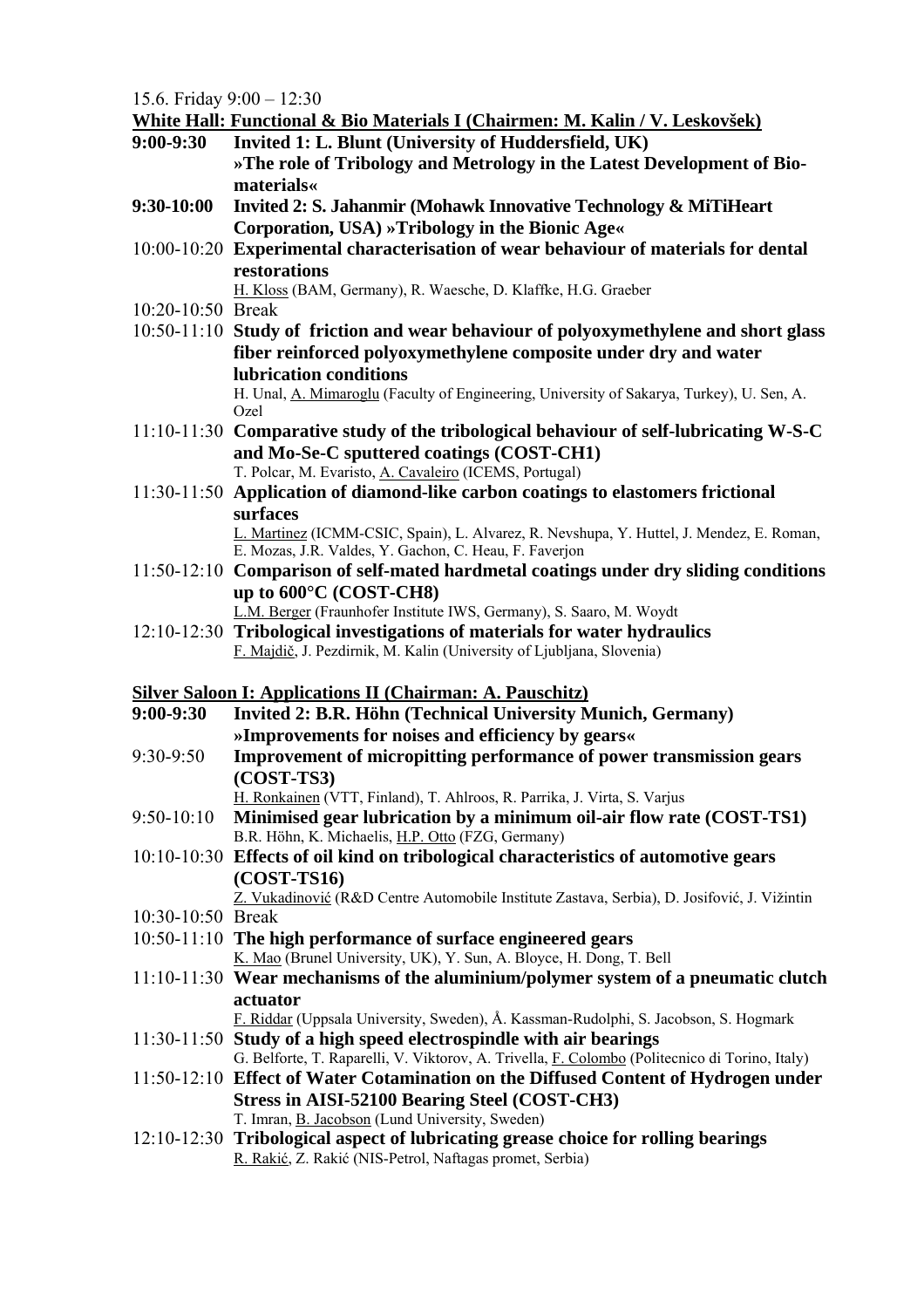15.6. Friday 9:00 – 12:30

**White Hall: Functional & Bio Materials I (Chairmen: M. Kalin / V. Leskovšek)**

**9:00-9:30** **Invited 1: L. Blunt (University of Huddersfield, UK)**
**»The role of Tribology and Metrology in the Latest Development of Bio-materials«**

**9:30-10:00** **Invited 2: S. Jahanmir (Mohawk Innovative Technology & MiTiHeart Corporation, USA) »Tribology in the Bionic Age«**

10:00-10:20 **Experimental characterisation of wear behaviour of materials for dental restorations**
H. Kloss (BAM, Germany), R. Waesche, D. Klaffke, H.G. Graeber

10:20-10:50 Break

10:50-11:10 **Study of friction and wear behaviour of polyoxymethylene and short glass fiber reinforced polyoxymethylene composite under dry and water lubrication conditions**
H. Unal, A. Mimaroglu (Faculty of Engineering, University of Sakarya, Turkey), U. Sen, A. Ozel

11:10-11:30 **Comparative study of the tribological behaviour of self-lubricating W-S-C and Mo-Se-C sputtered coatings (COST-CH1)**
T. Polcar, M. Evaristo, A. Cavaleiro (ICEMS, Portugal)

11:30-11:50 **Application of diamond-like carbon coatings to elastomers frictional surfaces**
L. Martinez (ICMM-CSIC, Spain), L. Alvarez, R. Nevshupa, Y. Huttel, J. Mendez, E. Roman, E. Mozas, J.R. Valdes, Y. Gachon, C. Heau, F. Faverjon

11:50-12:10 **Comparison of self-mated hardmetal coatings under dry sliding conditions up to 600°C (COST-CH8)**
L.M. Berger (Fraunhofer Institute IWS, Germany), S. Saaro, M. Woydt

12:10-12:30 **Tribological investigations of materials for water hydraulics**
F. Majdič, J. Pezdirnik, M. Kalin (University of Ljubljana, Slovenia)

**Silver Saloon I: Applications II (Chairman: A. Pauschitz)**

**9:00-9:30** **Invited 2: B.R. Höhn (Technical University Munich, Germany)**
**»Improvements for noises and efficiency by gears«**

9:30-9:50 **Improvement of micropitting performance of power transmission gears (COST-TS3)**
H. Ronkainen (VTT, Finland), T. Ahlroos, R. Parrika, J. Virta, S. Varjus

9:50-10:10 **Minimised gear lubrication by a minimum oil-air flow rate (COST-TS1)**
B.R. Höhn, K. Michaelis, H.P. Otto (FZG, Germany)

10:10-10:30 **Effects of oil kind on tribological characteristics of automotive gears (COST-TS16)**
Z. Vukadinović (R&D Centre Automobile Institute Zastava, Serbia), D. Josifović, J. Vižintin

10:30-10:50 Break

10:50-11:10 **The high performance of surface engineered gears**
K. Mao (Brunel University, UK), Y. Sun, A. Bloyce, H. Dong, T. Bell

11:10-11:30 **Wear mechanisms of the aluminium/polymer system of a pneumatic clutch actuator**
F. Riddar (Uppsala University, Sweden), Å. Kassman-Rudolphi, S. Jacobson, S. Hogmark

11:30-11:50 **Study of a high speed electrospindle with air bearings**
G. Belforte, T. Raparelli, V. Viktorov, A. Trivella, F. Colombo (Politecnico di Torino, Italy)

11:50-12:10 **Effect of Water Cotamination on the Diffused Content of Hydrogen under Stress in AISI-52100 Bearing Steel (COST-CH3)**
T. Imran, B. Jacobson (Lund University, Sweden)

12:10-12:30 **Tribological aspect of lubricating grease choice for rolling bearings**
R. Rakić, Z. Rakić (NIS-Petrol, Naftagas promet, Serbia)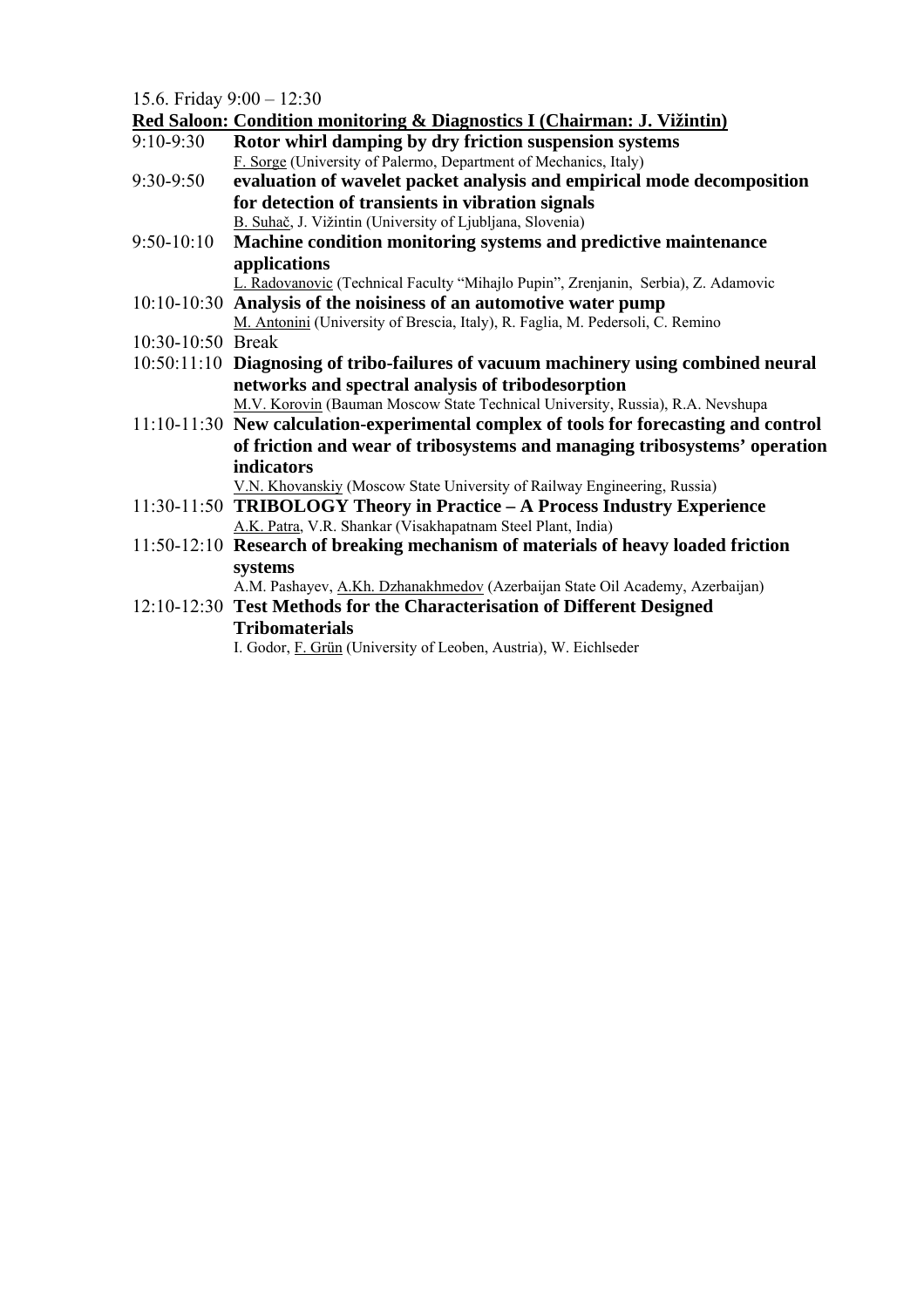15.6. Friday 9:00 – 12:30

**Red Saloon: Condition monitoring & Diagnostics I (Chairman: J. Vižintin)**

9:10-9:30 **Rotor whirl damping by dry friction suspension systems**
F. Sorge (University of Palermo, Department of Mechanics, Italy)

9:30-9:50 **evaluation of wavelet packet analysis and empirical mode decomposition for detection of transients in vibration signals**
B. Suhač, J. Vižintin (University of Ljubljana, Slovenia)

9:50-10:10 **Machine condition monitoring systems and predictive maintenance applications**
L. Radovanovic (Technical Faculty "Mihajlo Pupin", Zrenjanin, Serbia), Z. Adamovic

10:10-10:30 **Analysis of the noisiness of an automotive water pump**
M. Antonini (University of Brescia, Italy), R. Faglia, M. Pedersoli, C. Remino

10:30-10:50 Break

10:50:11:10 **Diagnosing of tribo-failures of vacuum machinery using combined neural networks and spectral analysis of tribodesorption**
M.V. Korovin (Bauman Moscow State Technical University, Russia), R.A. Nevshupa

11:10-11:30 **New calculation-experimental complex of tools for forecasting and control of friction and wear of tribosystems and managing tribosystems' operation indicators**
V.N. Khovanskiy (Moscow State University of Railway Engineering, Russia)

11:30-11:50 **TRIBOLOGY Theory in Practice – A Process Industry Experience**
A.K. Patra, V.R. Shankar (Visakhapatnam Steel Plant, India)

11:50-12:10 **Research of breaking mechanism of materials of heavy loaded friction systems**
A.M. Pashayev, A.Kh. Dzhanakhmedov (Azerbaijan State Oil Academy, Azerbaijan)

12:10-12:30 **Test Methods for the Characterisation of Different Designed Tribomaterials**
I. Godor, F. Grün (University of Leoben, Austria), W. Eichlseder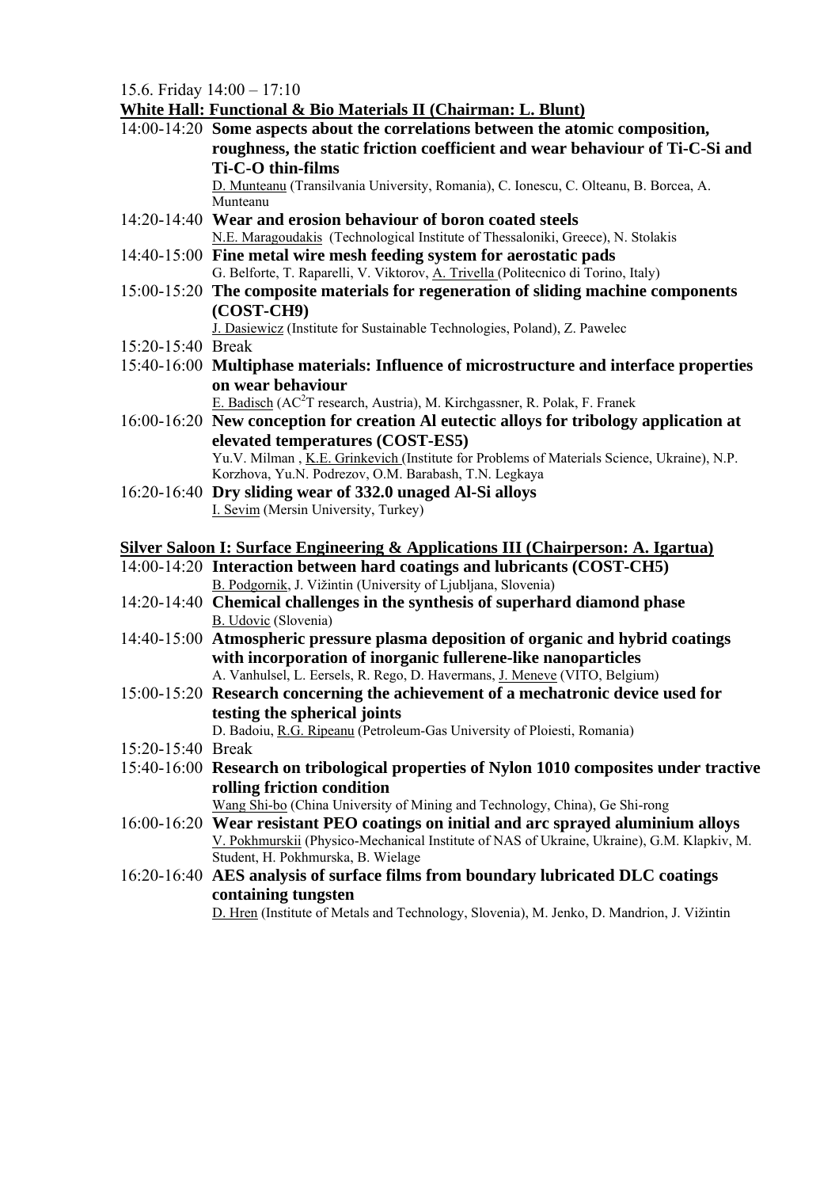15.6. Friday 14:00 – 17:10

**White Hall: Functional & Bio Materials II (Chairman: L. Blunt)**

14:00-14:20 **Some aspects about the correlations between the atomic composition, roughness, the static friction coefficient and wear behaviour of Ti-C-Si and Ti-C-O thin-films**
D. Munteanu (Transilvania University, Romania), C. Ionescu, C. Olteanu, B. Borcea, A. Munteanu

14:20-14:40 **Wear and erosion behaviour of boron coated steels**
N.E. Maragoudakis (Technological Institute of Thessaloniki, Greece), N. Stolakis

14:40-15:00 **Fine metal wire mesh feeding system for aerostatic pads**
G. Belforte, T. Raparelli, V. Viktorov, A. Trivella (Politecnico di Torino, Italy)

15:00-15:20 **The composite materials for regeneration of sliding machine components (COST-CH9)**
J. Dasiewicz (Institute for Sustainable Technologies, Poland), Z. Pawelec

15:20-15:40 Break

15:40-16:00 **Multiphase materials: Influence of microstructure and interface properties on wear behaviour**
E. Badisch (AC$^2$T research, Austria), M. Kirchgassner, R. Polak, F. Franek

16:00-16:20 **New conception for creation Al eutectic alloys for tribology application at elevated temperatures (COST-ES5)**
Yu.V. Milman , K.E. Grinkevich (Institute for Problems of Materials Science, Ukraine), N.P. Korzhova, Yu.N. Podrezov, O.M. Barabash, T.N. Legkaya

16:20-16:40 **Dry sliding wear of 332.0 unaged Al-Si alloys**
I. Sevim (Mersin University, Turkey)

**Silver Saloon I: Surface Engineering & Applications III (Chairperson: A. Igartua)**

14:00-14:20 **Interaction between hard coatings and lubricants (COST-CH5)**
B. Podgornik, J. Vižintin (University of Ljubljana, Slovenia)

14:20-14:40 **Chemical challenges in the synthesis of superhard diamond phase**
B. Udovic (Slovenia)

14:40-15:00 **Atmospheric pressure plasma deposition of organic and hybrid coatings with incorporation of inorganic fullerene-like nanoparticles**
A. Vanhulsel, L. Eersels, R. Rego, D. Havermans, J. Meneve (VITO, Belgium)

15:00-15:20 **Research concerning the achievement of a mechatronic device used for testing the spherical joints**
D. Badoiu, R.G. Ripeanu (Petroleum-Gas University of Ploiesti, Romania)

15:20-15:40 Break

15:40-16:00 **Research on tribological properties of Nylon 1010 composites under tractive rolling friction condition**
Wang Shi-bo (China University of Mining and Technology, China), Ge Shi-rong

16:00-16:20 **Wear resistant PEO coatings on initial and arc sprayed aluminium alloys**
V. Pokhmurskii (Physico-Mechanical Institute of NAS of Ukraine, Ukraine), G.M. Klapkiv, M. Student, H. Pokhmurska, B. Wielage

16:20-16:40 **AES analysis of surface films from boundary lubricated DLC coatings containing tungsten**
D. Hren (Institute of Metals and Technology, Slovenia), M. Jenko, D. Mandrion, J. Vižintin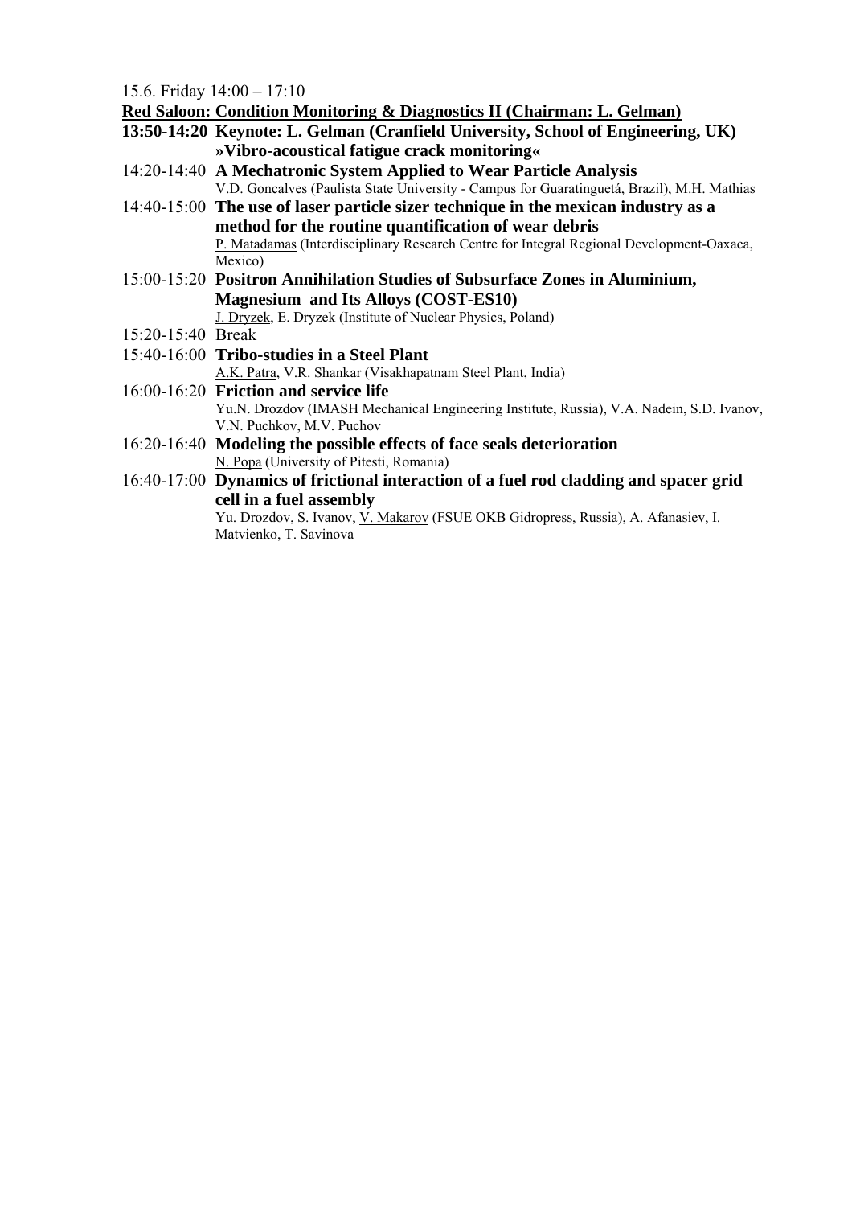15.6. Friday 14:00 – 17:10

**Red Saloon: Condition Monitoring & Diagnostics II (Chairman: L. Gelman)**

**13:50-14:20 Keynote: L. Gelman (Cranfield University, School of Engineering, UK) »Vibro-acoustical fatigue crack monitoring«**

14:20-14:40 **A Mechatronic System Applied to Wear Particle Analysis**
V.D. Goncalves (Paulista State University - Campus for Guaratinguetá, Brazil), M.H. Mathias

14:40-15:00 **The use of laser particle sizer technique in the mexican industry as a method for the routine quantification of wear debris**
P. Matadamas (Interdisciplinary Research Centre for Integral Regional Development-Oaxaca, Mexico)

15:00-15:20 **Positron Annihilation Studies of Subsurface Zones in Aluminium, Magnesium and Its Alloys (COST-ES10)**
J. Dryzek, E. Dryzek (Institute of Nuclear Physics, Poland)

15:20-15:40 Break

15:40-16:00 **Tribo-studies in a Steel Plant**
A.K. Patra, V.R. Shankar (Visakhapatnam Steel Plant, India)

16:00-16:20 **Friction and service life**
Yu.N. Drozdov (IMASH Mechanical Engineering Institute, Russia), V.A. Nadein, S.D. Ivanov, V.N. Puchkov, M.V. Puchov

16:20-16:40 **Modeling the possible effects of face seals deterioration**
N. Popa (University of Pitesti, Romania)

16:40-17:00 **Dynamics of frictional interaction of a fuel rod cladding and spacer grid cell in a fuel assembly**
Yu. Drozdov, S. Ivanov, V. Makarov (FSUE OKB Gidropress, Russia), A. Afanasiev, I. Matvienko, T. Savinova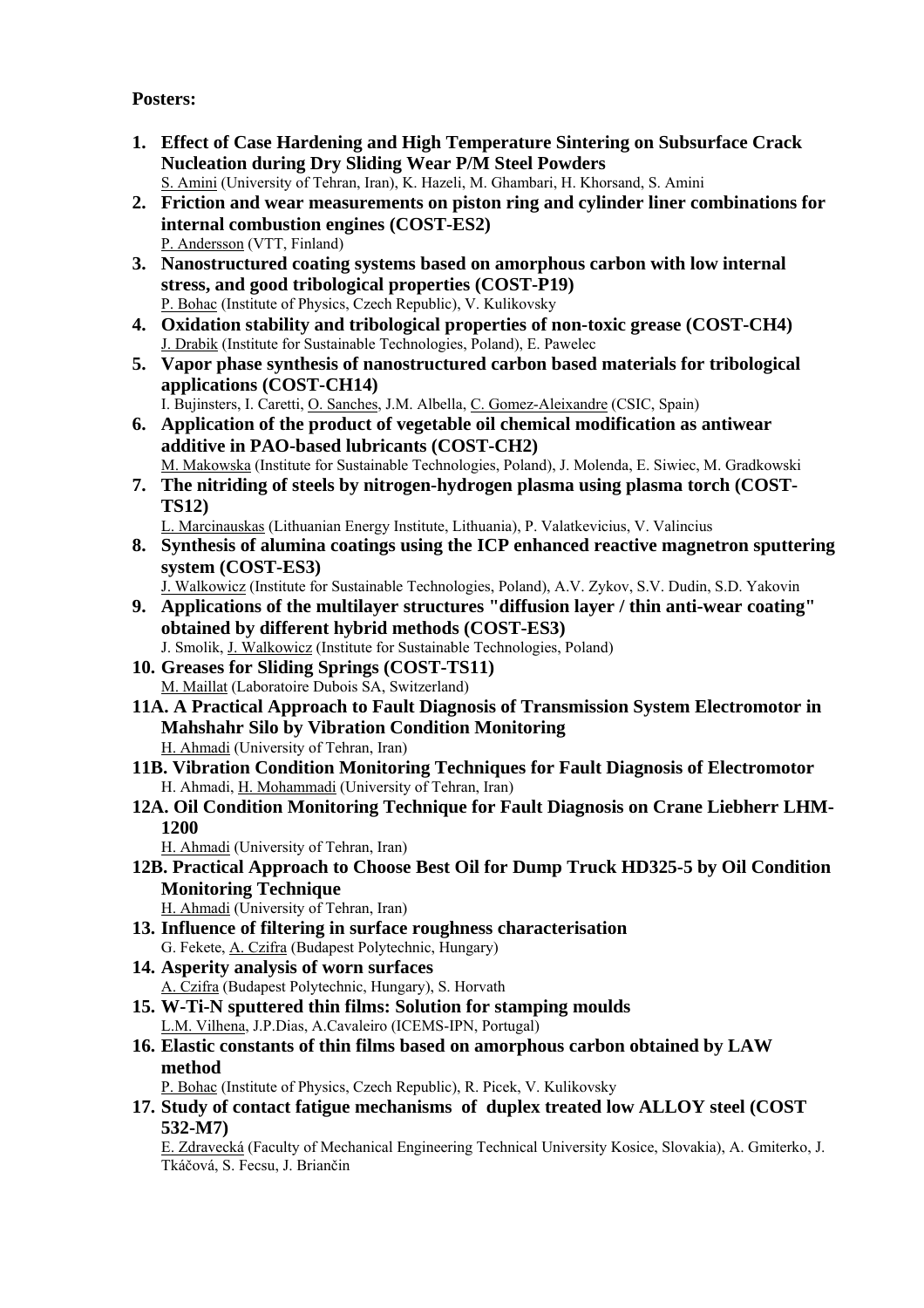**Posters:**

1. **Effect of Case Hardening and High Temperature Sintering on Subsurface Crack Nucleation during Dry Sliding Wear P/M Steel Powders**
   S. Amini (University of Tehran, Iran), K. Hazeli, M. Ghambari, H. Khorsand, S. Amini
2. **Friction and wear measurements on piston ring and cylinder liner combinations for internal combustion engines (COST-ES2)**
   P. Andersson (VTT, Finland)
3. **Nanostructured coating systems based on amorphous carbon with low internal stress, and good tribological properties (COST-P19)**
   P. Bohac (Institute of Physics, Czech Republic), V. Kulikovsky
4. **Oxidation stability and tribological properties of non-toxic grease (COST-CH4)**
   J. Drabik (Institute for Sustainable Technologies, Poland), E. Pawelec
5. **Vapor phase synthesis of nanostructured carbon based materials for tribological applications (COST-CH14)**
   I. Bujinsters, I. Caretti, O. Sanches, J.M. Albella, C. Gomez-Aleixandre (CSIC, Spain)
6. **Application of the product of vegetable oil chemical modification as antiwear additive in PAO-based lubricants (COST-CH2)**
   M. Makowska (Institute for Sustainable Technologies, Poland), J. Molenda, E. Siwiec, M. Gradkowski
7. **The nitriding of steels by nitrogen-hydrogen plasma using plasma torch (COST-TS12)**
   L. Marcinauskas (Lithuanian Energy Institute, Lithuania), P. Valatkevicius, V. Valincius
8. **Synthesis of alumina coatings using the ICP enhanced reactive magnetron sputtering system (COST-ES3)**
   J. Walkowicz (Institute for Sustainable Technologies, Poland), A.V. Zykov, S.V. Dudin, S.D. Yakovin
9. **Applications of the multilayer structures "diffusion layer / thin anti-wear coating" obtained by different hybrid methods (COST-ES3)**
   J. Smolik, J. Walkowicz (Institute for Sustainable Technologies, Poland)
10. **Greases for Sliding Springs (COST-TS11)**
    M. Maillat (Laboratoire Dubois SA, Switzerland)

**11A. A Practical Approach to Fault Diagnosis of Transmission System Electromotor in Mahshahr Silo by Vibration Condition Monitoring**
H. Ahmadi (University of Tehran, Iran)

**11B. Vibration Condition Monitoring Techniques for Fault Diagnosis of Electromotor**
H. Ahmadi, H. Mohammadi (University of Tehran, Iran)

**12A. Oil Condition Monitoring Technique for Fault Diagnosis on Crane Liebherr LHM-1200**
H. Ahmadi (University of Tehran, Iran)

**12B. Practical Approach to Choose Best Oil for Dump Truck HD325-5 by Oil Condition Monitoring Technique**
H. Ahmadi (University of Tehran, Iran)

13. **Influence of filtering in surface roughness characterisation**
    G. Fekete, A. Czifra (Budapest Polytechnic, Hungary)
14. **Asperity analysis of worn surfaces**
    A. Czifra (Budapest Polytechnic, Hungary), S. Horvath
15. **W-Ti-N sputtered thin films: Solution for stamping moulds**
    L.M. Vilhena, J.P.Dias, A.Cavaleiro (ICEMS-IPN, Portugal)
16. **Elastic constants of thin films based on amorphous carbon obtained by LAW method**
    P. Bohac (Institute of Physics, Czech Republic), R. Picek, V. Kulikovsky
17. **Study of contact fatigue mechanisms of duplex treated low ALLOY steel (COST 532-M7)**
    E. Zdravecká (Faculty of Mechanical Engineering Technical University Kosice, Slovakia), A. Gmiterko, J. Tkáčová, S. Fecsu, J. Briančin